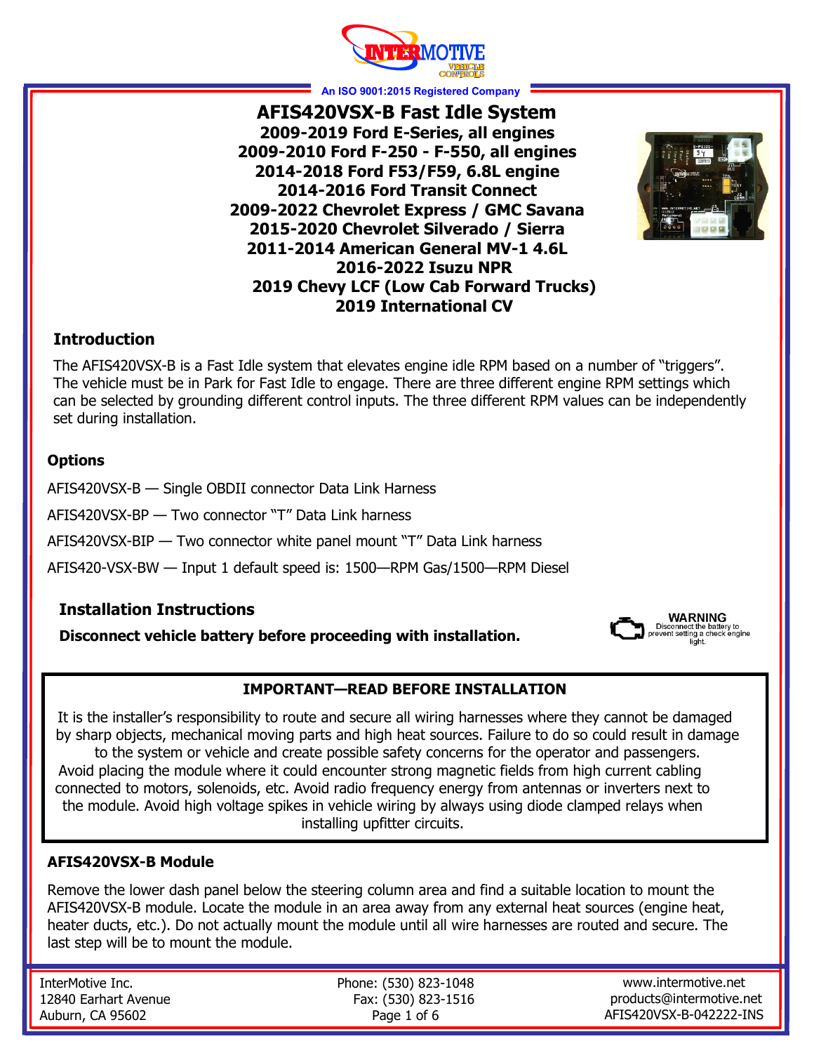An ISO 9001:2015 Registered Company

# AFIS420VSX-B Fast Idle System

**2009-2019 Ford E-Series, all engines**
**2009-2010 Ford F-250 - F-550, all engines**
**2014-2018 Ford F53/F59, 6.8L engine**
**2014-2016 Ford Transit Connect**
**2009-2022 Chevrolet Express / GMC Savana**
**2015-2020 Chevrolet Silverado / Sierra**
**2011-2014 American General MV-1 4.6L**
**2016-2022 Isuzu NPR**
**2019 Chevy LCF (Low Cab Forward Trucks)**
**2019 International CV**

## Introduction

The AFIS420VSX-B is a Fast Idle system that elevates engine idle RPM based on a number of "triggers". The vehicle must be in Park for Fast Idle to engage. There are three different engine RPM settings which can be selected by grounding different control inputs. The three different RPM values can be independently set during installation.

### Options

AFIS420VSX-B — Single OBDII connector Data Link Harness

AFIS420VSX-BP — Two connector "T" Data Link harness

AFIS420VSX-BIP — Two connector white panel mount "T" Data Link harness

AFIS420-VSX-BW — Input 1 default speed is: 1500—RPM Gas/1500—RPM Diesel

## Installation Instructions

**Disconnect vehicle battery before proceeding with installation.**

**WARNING** Disconnect the battery to prevent setting a check engine light.

### IMPORTANT—READ BEFORE INSTALLATION

It is the installer's responsibility to route and secure all wiring harnesses where they cannot be damaged by sharp objects, mechanical moving parts and high heat sources. Failure to do so could result in damage to the system or vehicle and create possible safety concerns for the operator and passengers. Avoid placing the module where it could encounter strong magnetic fields from high current cabling connected to motors, solenoids, etc. Avoid radio frequency energy from antennas or inverters next to the module. Avoid high voltage spikes in vehicle wiring by always using diode clamped relays when installing upfitter circuits.

### AFIS420VSX-B Module

Remove the lower dash panel below the steering column area and find a suitable location to mount the AFIS420VSX-B module. Locate the module in an area away from any external heat sources (engine heat, heater ducts, etc.). Do not actually mount the module until all wire harnesses are routed and secure. The last step will be to mount the module.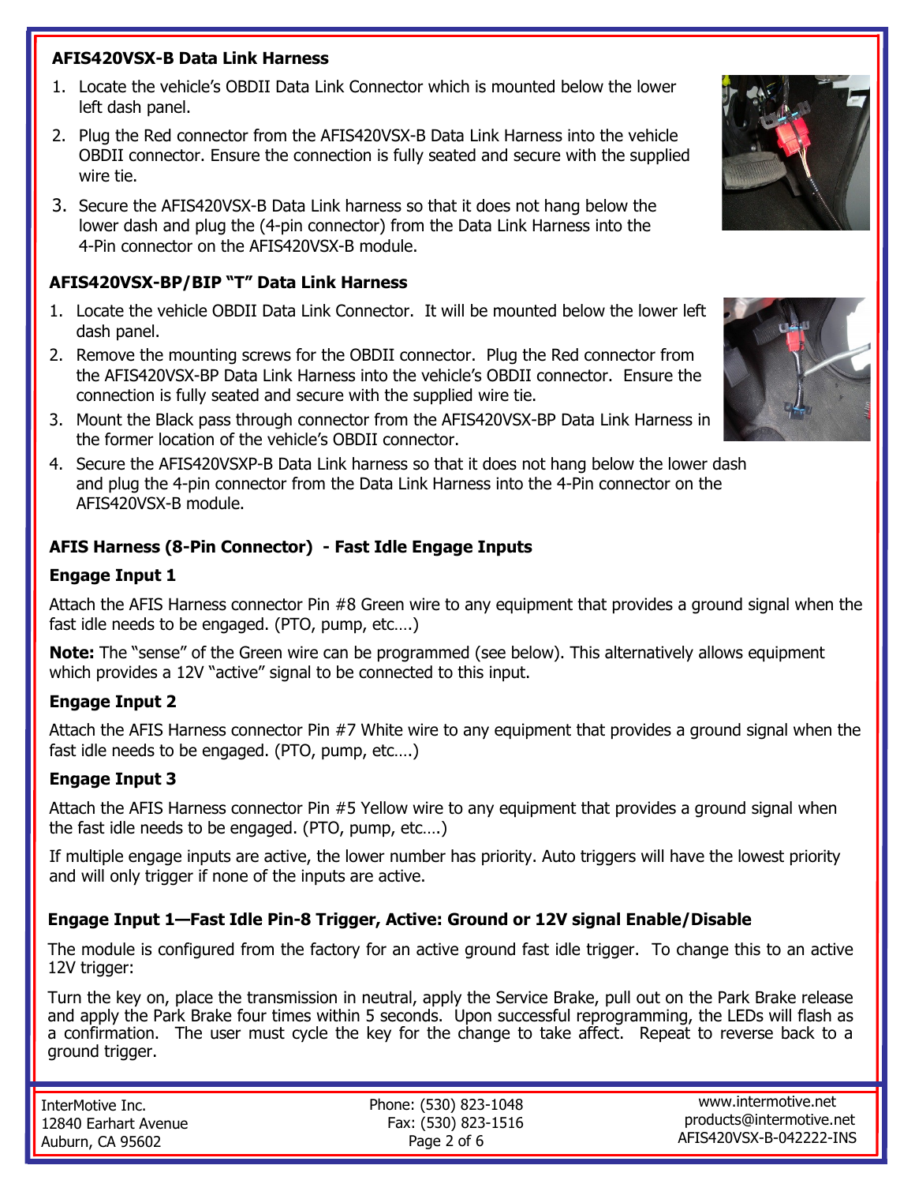### AFIS420VSX-B Data Link Harness

1. Locate the vehicle's OBDII Data Link Connector which is mounted below the lower left dash panel.
2. Plug the Red connector from the AFIS420VSX-B Data Link Harness into the vehicle OBDII connector. Ensure the connection is fully seated and secure with the supplied wire tie.
3. Secure the AFIS420VSX-B Data Link harness so that it does not hang below the lower dash and plug the (4-pin connector) from the Data Link Harness into the 4-Pin connector on the AFIS420VSX-B module.

### AFIS420VSX-BP/BIP "T" Data Link Harness

1. Locate the vehicle OBDII Data Link Connector. It will be mounted below the lower left dash panel.
2. Remove the mounting screws for the OBDII connector. Plug the Red connector from the AFIS420VSX-BP Data Link Harness into the vehicle's OBDII connector. Ensure the connection is fully seated and secure with the supplied wire tie.
3. Mount the Black pass through connector from the AFIS420VSX-BP Data Link Harness in the former location of the vehicle's OBDII connector.
4. Secure the AFIS420VSXP-B Data Link harness so that it does not hang below the lower dash and plug the 4-pin connector from the Data Link Harness into the 4-Pin connector on the AFIS420VSX-B module.

### AFIS Harness (8-Pin Connector) - Fast Idle Engage Inputs

#### Engage Input 1

Attach the AFIS Harness connector Pin #8 Green wire to any equipment that provides a ground signal when the fast idle needs to be engaged. (PTO, pump, etc….)

**Note:** The "sense" of the Green wire can be programmed (see below). This alternatively allows equipment which provides a 12V "active" signal to be connected to this input.

#### Engage Input 2

Attach the AFIS Harness connector Pin #7 White wire to any equipment that provides a ground signal when the fast idle needs to be engaged. (PTO, pump, etc….)

#### Engage Input 3

Attach the AFIS Harness connector Pin #5 Yellow wire to any equipment that provides a ground signal when the fast idle needs to be engaged. (PTO, pump, etc….)

If multiple engage inputs are active, the lower number has priority. Auto triggers will have the lowest priority and will only trigger if none of the inputs are active.

### Engage Input 1—Fast Idle Pin-8 Trigger, Active: Ground or 12V signal Enable/Disable

The module is configured from the factory for an active ground fast idle trigger. To change this to an active 12V trigger:

Turn the key on, place the transmission in neutral, apply the Service Brake, pull out on the Park Brake release and apply the Park Brake four times within 5 seconds. Upon successful reprogramming, the LEDs will flash as a confirmation. The user must cycle the key for the change to take affect. Repeat to reverse back to a ground trigger.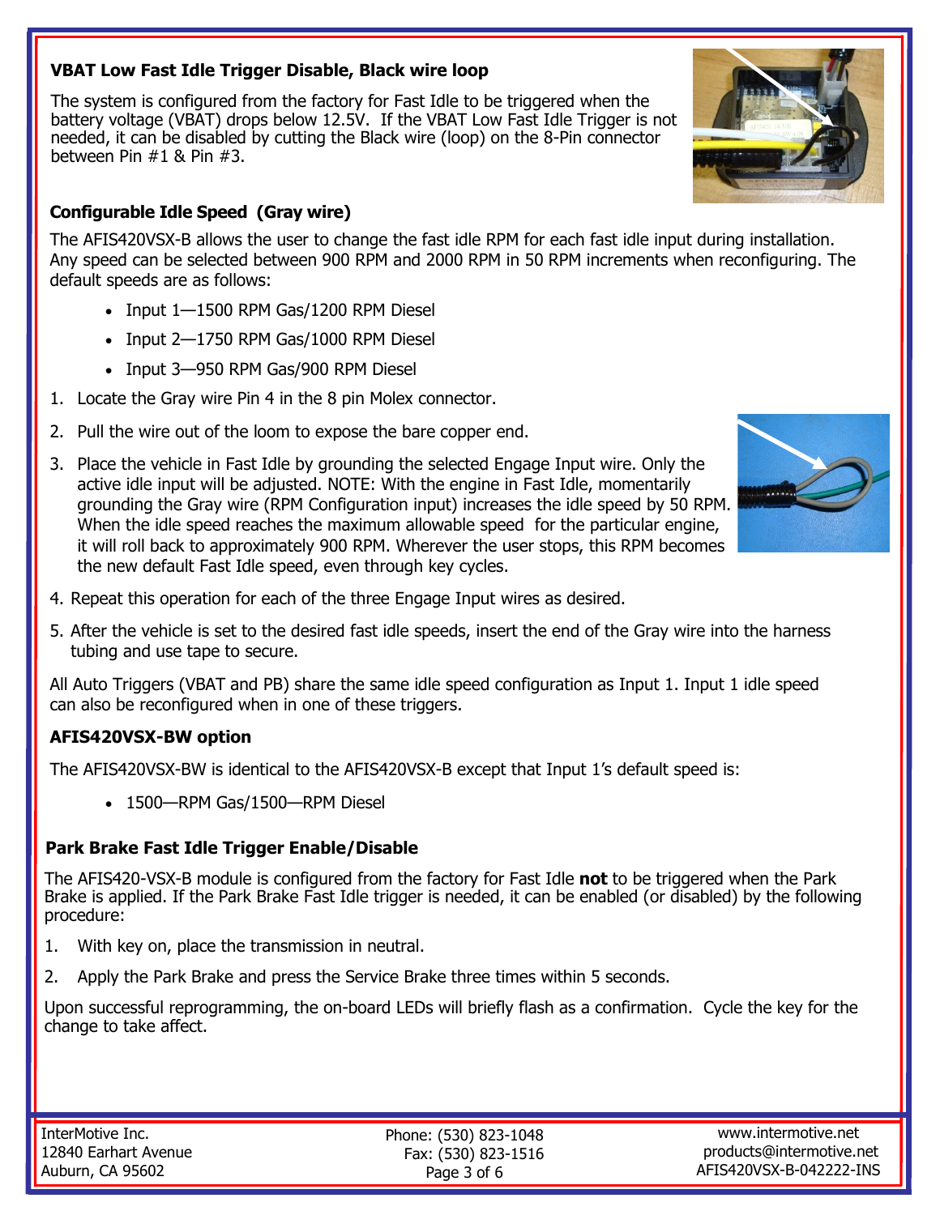### VBAT Low Fast Idle Trigger Disable, Black wire loop

The system is configured from the factory for Fast Idle to be triggered when the battery voltage (VBAT) drops below 12.5V. If the VBAT Low Fast Idle Trigger is not needed, it can be disabled by cutting the Black wire (loop) on the 8-Pin connector between Pin #1 & Pin #3.

### Configurable Idle Speed (Gray wire)

The AFIS420VSX-B allows the user to change the fast idle RPM for each fast idle input during installation. Any speed can be selected between 900 RPM and 2000 RPM in 50 RPM increments when reconfiguring. The default speeds are as follows:

- Input 1—1500 RPM Gas/1200 RPM Diesel
- Input 2—1750 RPM Gas/1000 RPM Diesel
- Input 3—950 RPM Gas/900 RPM Diesel

1. Locate the Gray wire Pin 4 in the 8 pin Molex connector.
2. Pull the wire out of the loom to expose the bare copper end.
3. Place the vehicle in Fast Idle by grounding the selected Engage Input wire. Only the active idle input will be adjusted. NOTE: With the engine in Fast Idle, momentarily grounding the Gray wire (RPM Configuration input) increases the idle speed by 50 RPM. When the idle speed reaches the maximum allowable speed for the particular engine, it will roll back to approximately 900 RPM. Wherever the user stops, this RPM becomes the new default Fast Idle speed, even through key cycles.
4. Repeat this operation for each of the three Engage Input wires as desired.
5. After the vehicle is set to the desired fast idle speeds, insert the end of the Gray wire into the harness tubing and use tape to secure.

All Auto Triggers (VBAT and PB) share the same idle speed configuration as Input 1. Input 1 idle speed can also be reconfigured when in one of these triggers.

### AFIS420VSX-BW option

The AFIS420VSX-BW is identical to the AFIS420VSX-B except that Input 1's default speed is:

- 1500—RPM Gas/1500—RPM Diesel

### Park Brake Fast Idle Trigger Enable/Disable

The AFIS420-VSX-B module is configured from the factory for Fast Idle **not** to be triggered when the Park Brake is applied. If the Park Brake Fast Idle trigger is needed, it can be enabled (or disabled) by the following procedure:

1. With key on, place the transmission in neutral.
2. Apply the Park Brake and press the Service Brake three times within 5 seconds.

Upon successful reprogramming, the on-board LEDs will briefly flash as a confirmation. Cycle the key for the change to take affect.

InterMotive Inc.
12840 Earhart Avenue
Auburn, CA 95602

Phone: (530) 823-1048
Fax: (530) 823-1516

www.intermotive.net
products@intermotive.net
AFIS420VSX-B-042222-INS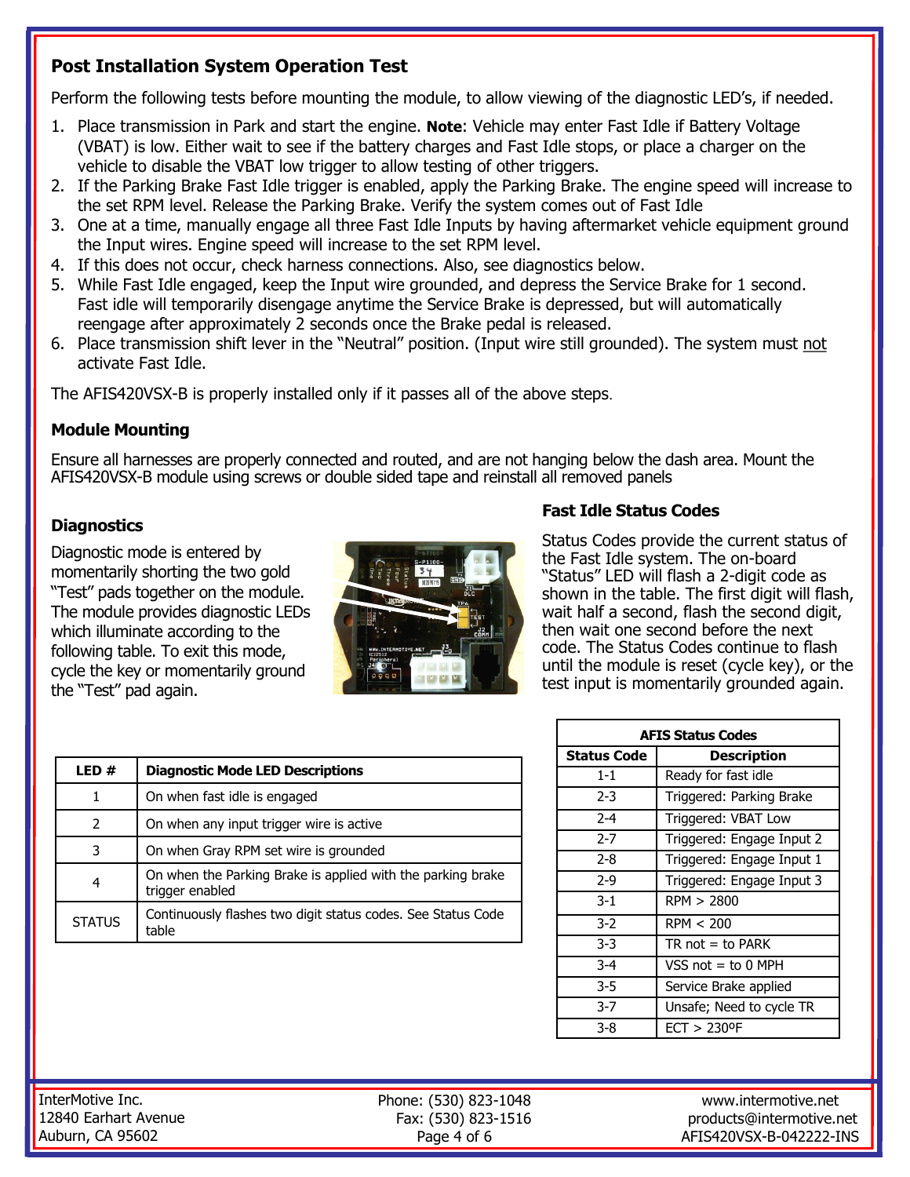## Post Installation System Operation Test

Perform the following tests before mounting the module, to allow viewing of the diagnostic LED's, if needed.

1. Place transmission in Park and start the engine. **Note**: Vehicle may enter Fast Idle if Battery Voltage (VBAT) is low. Either wait to see if the battery charges and Fast Idle stops, or place a charger on the vehicle to disable the VBAT low trigger to allow testing of other triggers.
2. If the Parking Brake Fast Idle trigger is enabled, apply the Parking Brake. The engine speed will increase to the set RPM level. Release the Parking Brake. Verify the system comes out of Fast Idle
3. One at a time, manually engage all three Fast Idle Inputs by having aftermarket vehicle equipment ground the Input wires. Engine speed will increase to the set RPM level.
4. If this does not occur, check harness connections. Also, see diagnostics below.
5. While Fast Idle engaged, keep the Input wire grounded, and depress the Service Brake for 1 second. Fast idle will temporarily disengage anytime the Service Brake is depressed, but will automatically reengage after approximately 2 seconds once the Brake pedal is released.
6. Place transmission shift lever in the "Neutral" position. (Input wire still grounded). The system must not activate Fast Idle.

The AFIS420VSX-B is properly installed only if it passes all of the above steps.

### Module Mounting

Ensure all harnesses are properly connected and routed, and are not hanging below the dash area. Mount the AFIS420VSX-B module using screws or double sided tape and reinstall all removed panels

### Diagnostics

Diagnostic mode is entered by momentarily shorting the two gold "Test" pads together on the module. The module provides diagnostic LEDs which illuminate according to the following table. To exit this mode, cycle the key or momentarily ground the "Test" pad again.

| LED # | Diagnostic Mode LED Descriptions |
|---|---|
| 1 | On when fast idle is engaged |
| 2 | On when any input trigger wire is active |
| 3 | On when Gray RPM set wire is grounded |
| 4 | On when the Parking Brake is applied with the parking brake trigger enabled |
| STATUS | Continuously flashes two digit status codes. See Status Code table |

### Fast Idle Status Codes

Status Codes provide the current status of the Fast Idle system. The on-board "Status" LED will flash a 2-digit code as shown in the table. The first digit will flash, wait half a second, flash the second digit, then wait one second before the next code. The Status Codes continue to flash until the module is reset (cycle key), or the test input is momentarily grounded again.

| AFIS Status Codes | |
|---|---|
| **Status Code** | **Description** |
| 1-1 | Ready for fast idle |
| 2-3 | Triggered: Parking Brake |
| 2-4 | Triggered: VBAT Low |
| 2-7 | Triggered: Engage Input 2 |
| 2-8 | Triggered: Engage Input 1 |
| 2-9 | Triggered: Engage Input 3 |
| 3-1 | RPM > 2800 |
| 3-2 | RPM < 200 |
| 3-3 | TR not = to PARK |
| 3-4 | VSS not = to 0 MPH |
| 3-5 | Service Brake applied |
| 3-7 | Unsafe; Need to cycle TR |
| 3-8 | ECT > 230ºF |

InterMotive Inc.
12840 Earhart Avenue
Auburn, CA 95602

Phone: (530) 823-1048
Fax: (530) 823-1516

www.intermotive.net
products@intermotive.net
AFIS420VSX-B-042222-INS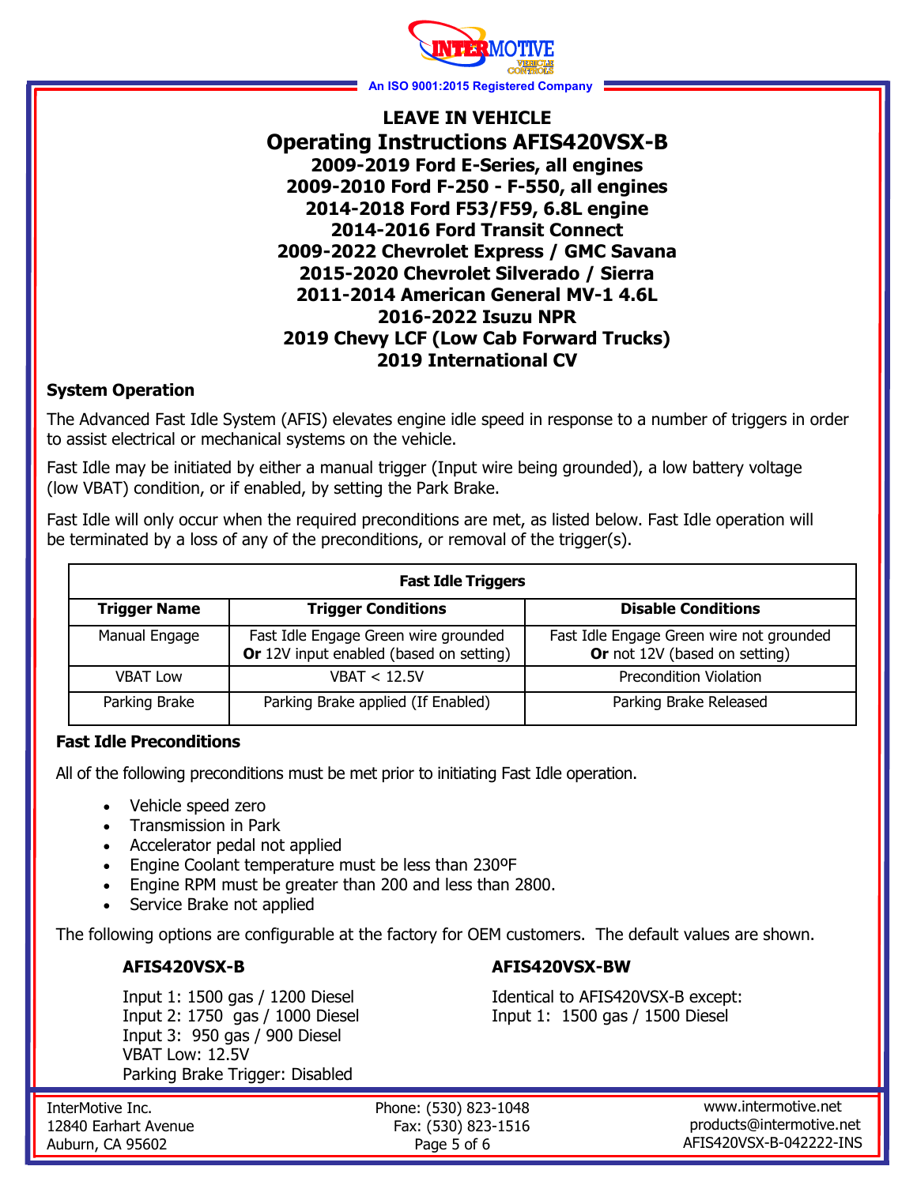LEAVE IN VEHICLE

# Operating Instructions AFIS420VSX-B

**2009-2019 Ford E-Series, all engines**
**2009-2010 Ford F-250 - F-550, all engines**
**2014-2018 Ford F53/F59, 6.8L engine**
**2014-2016 Ford Transit Connect**
**2009-2022 Chevrolet Express / GMC Savana**
**2015-2020 Chevrolet Silverado / Sierra**
**2011-2014 American General MV-1 4.6L**
**2016-2022 Isuzu NPR**
**2019 Chevy LCF (Low Cab Forward Trucks)**
**2019 International CV**

## System Operation

The Advanced Fast Idle System (AFIS) elevates engine idle speed in response to a number of triggers in order to assist electrical or mechanical systems on the vehicle.

Fast Idle may be initiated by either a manual trigger (Input wire being grounded), a low battery voltage (low VBAT) condition, or if enabled, by setting the Park Brake.

Fast Idle will only occur when the required preconditions are met, as listed below. Fast Idle operation will be terminated by a loss of any of the preconditions, or removal of the trigger(s).

| Fast Idle Triggers | | |
|---|---|---|
| **Trigger Name** | **Trigger Conditions** | **Disable Conditions** |
| Manual Engage | Fast Idle Engage Green wire grounded **Or** 12V input enabled (based on setting) | Fast Idle Engage Green wire not grounded **Or** not 12V (based on setting) |
| VBAT Low | VBAT < 12.5V | Precondition Violation |
| Parking Brake | Parking Brake applied (If Enabled) | Parking Brake Released |

## Fast Idle Preconditions

All of the following preconditions must be met prior to initiating Fast Idle operation.

- Vehicle speed zero
- Transmission in Park
- Accelerator pedal not applied
- Engine Coolant temperature must be less than 230ºF
- Engine RPM must be greater than 200 and less than 2800.
- Service Brake not applied

The following options are configurable at the factory for OEM customers. The default values are shown.

**AFIS420VSX-B**

Input 1: 1500 gas / 1200 Diesel
Input 2: 1750 gas / 1000 Diesel
Input 3: 950 gas / 900 Diesel
VBAT Low: 12.5V
Parking Brake Trigger: Disabled

**AFIS420VSX-BW**

Identical to AFIS420VSX-B except:
Input 1: 1500 gas / 1500 Diesel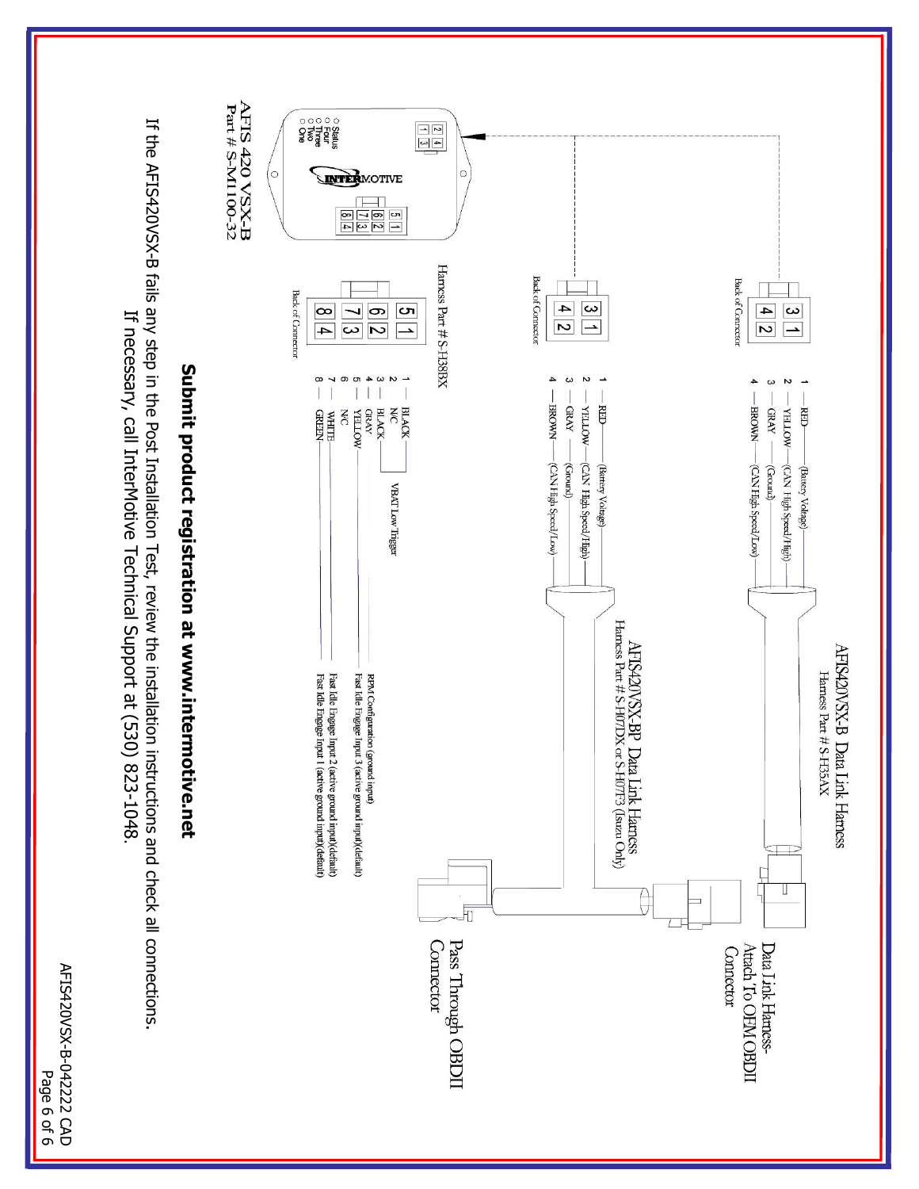AFIS 420 VSX-B
Part # S-M1100-32

Status
Four
Three
Two
One

INTERMOTIVE

AFIS420VSX-B Data Link Harness
Harness Part # S-H35AX

Back of Connector

1 — RED — (Battery Voltage)
2 — YELLOW — (CAN High Speed/High)
3 — GRAY — (Ground)
4 — BROWN — (CAN High Speed/Low)

Data Link Harness-
Attach To OEM OBDII
Connector

AFIS420VSX-BP Data Link Harness
Harness Part # S-H07DX or S-H07T3 (Isuzu Only)

Back of Connector

1 — RED — (Battery Voltage)
2 — YELLOW — (CAN High Speed/High)
3 — GRAY — (Ground)
4 — BROWN — (CAN High Speed/Low)

Pass Through OBDII
Connector

Harness Part # S-H38BX

Back of Connector

1 — BLACK
2 — N/C
3 — BLACK — VBAT Low Trigger
4 — GRAY — RPM Configuration (ground input)
5 — YELLOW — Fast Idle Engage Input 3 (active ground input)(default)
6 — N/C
7 — WHITE — Fast Idle Engage Input 2 (active ground input)(default)
8 — GREEN — Fast Idle Engage Input 1 (active ground input)(default)

**Submit product registration at www.intermotive.net**

If the AFIS420VSX-B fails any step in the Post Installation Test, review the installation instructions and check all connections.
If necessary, call InterMotive Technical Support at (530) 823-1048.

AFIS420VSX-B-042222 CAD